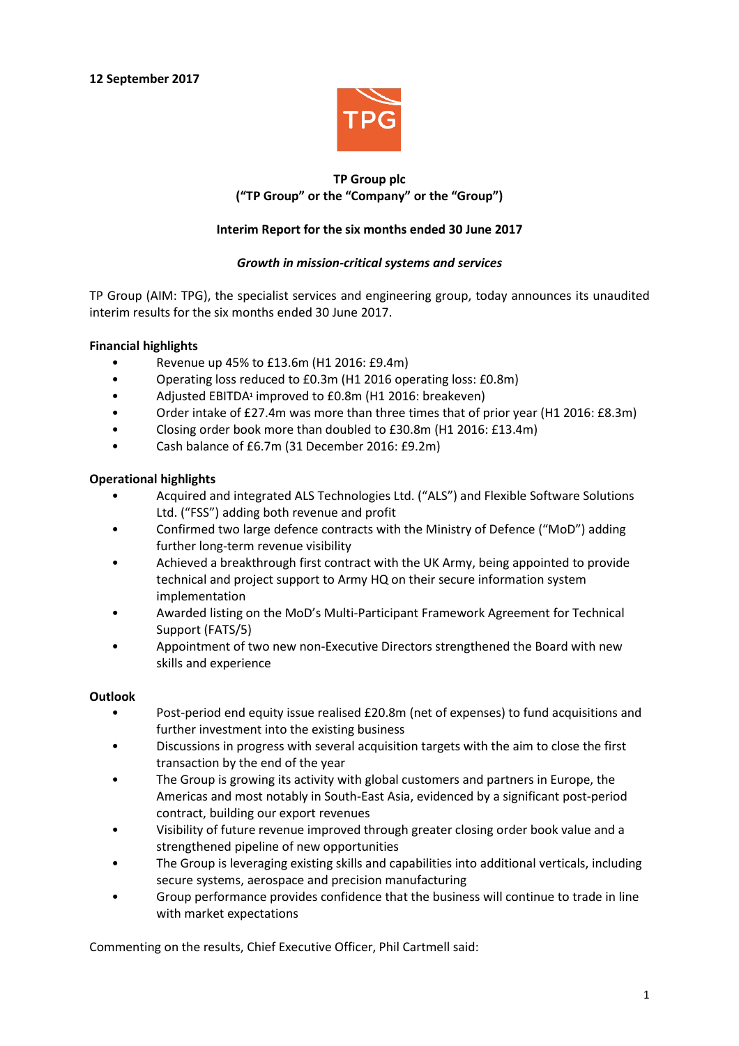**12 September 2017**

**TP Group plc**
**("TP Group" or the "Company" or the "Group")**

**Interim Report for the six months ended 30 June 2017**

***Growth in mission-critical systems and services***

TP Group (AIM: TPG), the specialist services and engineering group, today announces its unaudited interim results for the six months ended 30 June 2017.

**Financial highlights**

- Revenue up 45% to £13.6m (H1 2016: £9.4m)
- Operating loss reduced to £0.3m (H1 2016 operating loss: £0.8m)
- Adjusted EBITDA[1] improved to £0.8m (H1 2016: breakeven)
- Order intake of £27.4m was more than three times that of prior year (H1 2016: £8.3m)
- Closing order book more than doubled to £30.8m (H1 2016: £13.4m)
- Cash balance of £6.7m (31 December 2016: £9.2m)

**Operational highlights**

- Acquired and integrated ALS Technologies Ltd. ("ALS") and Flexible Software Solutions Ltd. ("FSS") adding both revenue and profit
- Confirmed two large defence contracts with the Ministry of Defence ("MoD") adding further long-term revenue visibility
- Achieved a breakthrough first contract with the UK Army, being appointed to provide technical and project support to Army HQ on their secure information system implementation
- Awarded listing on the MoD's Multi-Participant Framework Agreement for Technical Support (FATS/5)
- Appointment of two new non-Executive Directors strengthened the Board with new skills and experience

**Outlook**

- Post-period end equity issue realised £20.8m (net of expenses) to fund acquisitions and further investment into the existing business
- Discussions in progress with several acquisition targets with the aim to close the first transaction by the end of the year
- The Group is growing its activity with global customers and partners in Europe, the Americas and most notably in South-East Asia, evidenced by a significant post-period contract, building our export revenues
- Visibility of future revenue improved through greater closing order book value and a strengthened pipeline of new opportunities
- The Group is leveraging existing skills and capabilities into additional verticals, including secure systems, aerospace and precision manufacturing
- Group performance provides confidence that the business will continue to trade in line with market expectations

Commenting on the results, Chief Executive Officer, Phil Cartmell said: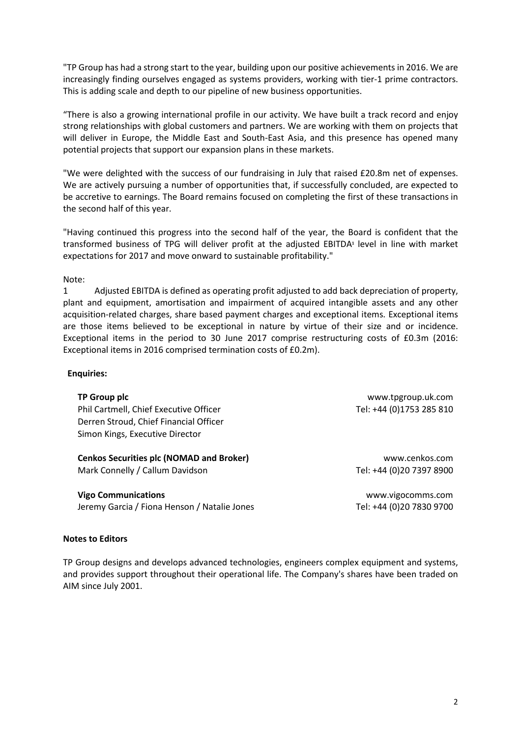"TP Group has had a strong start to the year, building upon our positive achievements in 2016. We are increasingly finding ourselves engaged as systems providers, working with tier-1 prime contractors. This is adding scale and depth to our pipeline of new business opportunities.

"There is also a growing international profile in our activity. We have built a track record and enjoy strong relationships with global customers and partners. We are working with them on projects that will deliver in Europe, the Middle East and South-East Asia, and this presence has opened many potential projects that support our expansion plans in these markets.

"We were delighted with the success of our fundraising in July that raised £20.8m net of expenses. We are actively pursuing a number of opportunities that, if successfully concluded, are expected to be accretive to earnings. The Board remains focused on completing the first of these transactions in the second half of this year.

"Having continued this progress into the second half of the year, the Board is confident that the transformed business of TPG will deliver profit at the adjusted EBITDA[1] level in line with market expectations for 2017 and move onward to sustainable profitability."

Note:

1 Adjusted EBITDA is defined as operating profit adjusted to add back depreciation of property, plant and equipment, amortisation and impairment of acquired intangible assets and any other acquisition-related charges, share based payment charges and exceptional items. Exceptional items are those items believed to be exceptional in nature by virtue of their size and or incidence. Exceptional items in the period to 30 June 2017 comprise restructuring costs of £0.3m (2016: Exceptional items in 2016 comprised termination costs of £0.2m).

**Enquiries:**

| | |
|---|---|
| **TP Group plc** | www.tpgroup.uk.com |
| Phil Cartmell, Chief Executive Officer | Tel: +44 (0)1753 285 810 |
| Derren Stroud, Chief Financial Officer | |
| Simon Kings, Executive Director | |
| **Cenkos Securities plc (NOMAD and Broker)** | www.cenkos.com |
| Mark Connelly / Callum Davidson | Tel: +44 (0)20 7397 8900 |
| **Vigo Communications** | www.vigocomms.com |
| Jeremy Garcia / Fiona Henson / Natalie Jones | Tel: +44 (0)20 7830 9700 |

**Notes to Editors**

TP Group designs and develops advanced technologies, engineers complex equipment and systems, and provides support throughout their operational life. The Company's shares have been traded on AIM since July 2001.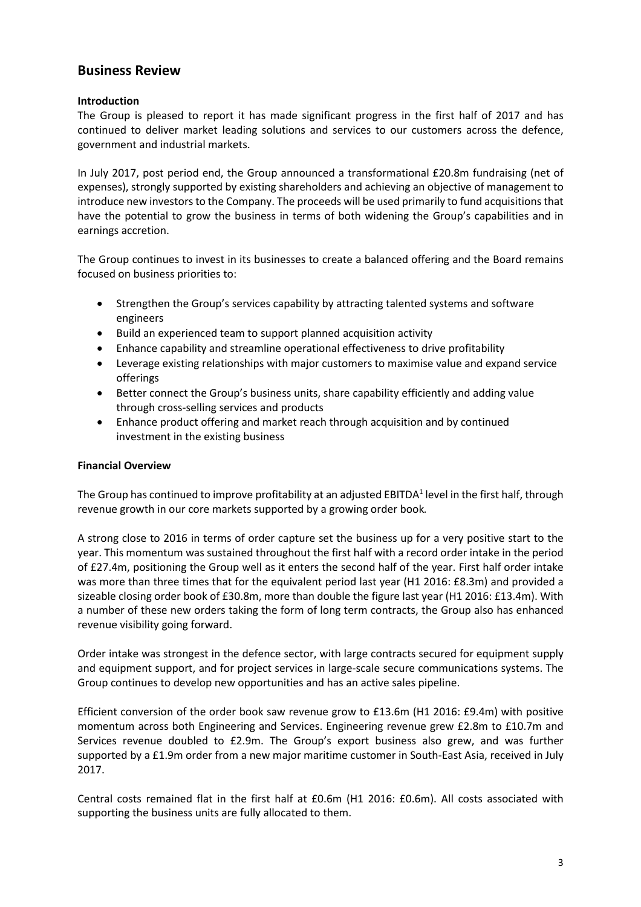## Business Review

**Introduction**

The Group is pleased to report it has made significant progress in the first half of 2017 and has continued to deliver market leading solutions and services to our customers across the defence, government and industrial markets.

In July 2017, post period end, the Group announced a transformational £20.8m fundraising (net of expenses), strongly supported by existing shareholders and achieving an objective of management to introduce new investors to the Company. The proceeds will be used primarily to fund acquisitions that have the potential to grow the business in terms of both widening the Group's capabilities and in earnings accretion.

The Group continues to invest in its businesses to create a balanced offering and the Board remains focused on business priorities to:

- Strengthen the Group's services capability by attracting talented systems and software engineers
- Build an experienced team to support planned acquisition activity
- Enhance capability and streamline operational effectiveness to drive profitability
- Leverage existing relationships with major customers to maximise value and expand service offerings
- Better connect the Group's business units, share capability efficiently and adding value through cross-selling services and products
- Enhance product offering and market reach through acquisition and by continued investment in the existing business

**Financial Overview**

The Group has continued to improve profitability at an adjusted EBITDA[1] level in the first half, through revenue growth in our core markets supported by a growing order book.

A strong close to 2016 in terms of order capture set the business up for a very positive start to the year. This momentum was sustained throughout the first half with a record order intake in the period of £27.4m, positioning the Group well as it enters the second half of the year. First half order intake was more than three times that for the equivalent period last year (H1 2016: £8.3m) and provided a sizeable closing order book of £30.8m, more than double the figure last year (H1 2016: £13.4m). With a number of these new orders taking the form of long term contracts, the Group also has enhanced revenue visibility going forward.

Order intake was strongest in the defence sector, with large contracts secured for equipment supply and equipment support, and for project services in large-scale secure communications systems. The Group continues to develop new opportunities and has an active sales pipeline.

Efficient conversion of the order book saw revenue grow to £13.6m (H1 2016: £9.4m) with positive momentum across both Engineering and Services. Engineering revenue grew £2.8m to £10.7m and Services revenue doubled to £2.9m. The Group's export business also grew, and was further supported by a £1.9m order from a new major maritime customer in South-East Asia, received in July 2017.

Central costs remained flat in the first half at £0.6m (H1 2016: £0.6m). All costs associated with supporting the business units are fully allocated to them.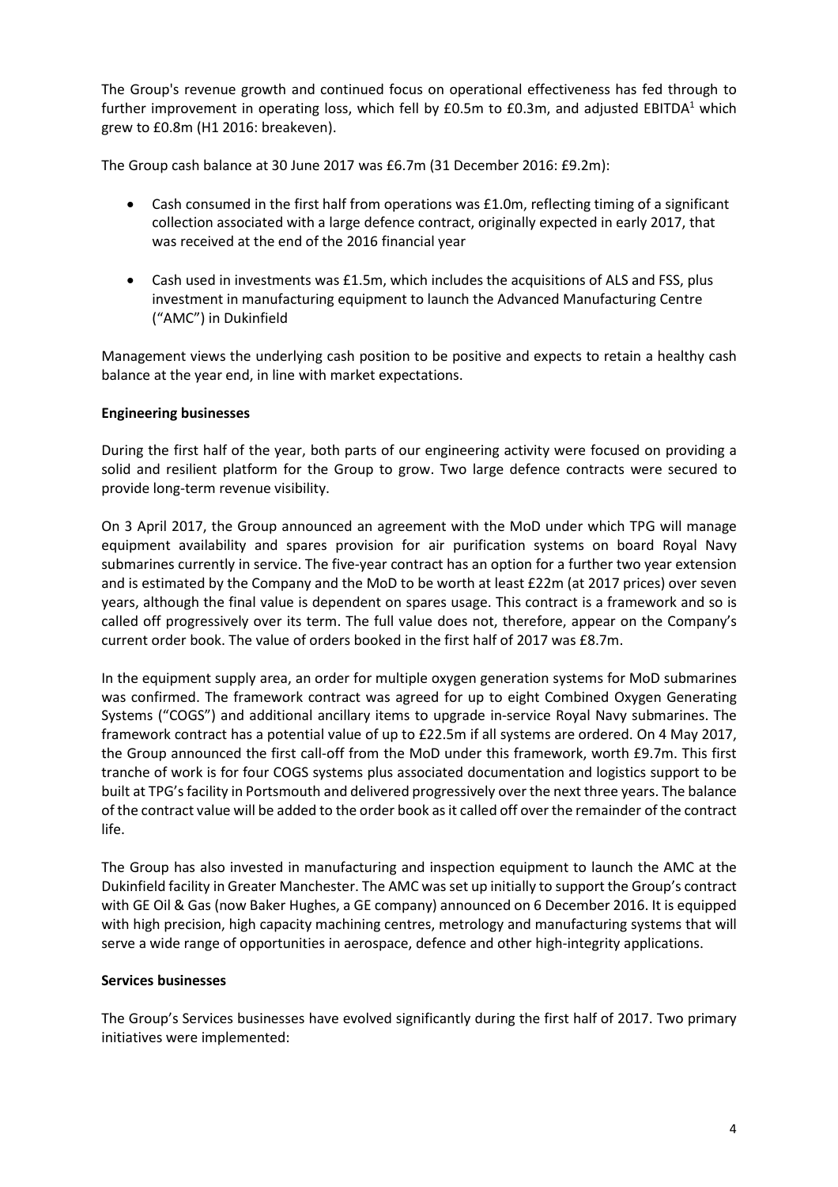The Group's revenue growth and continued focus on operational effectiveness has fed through to further improvement in operating loss, which fell by £0.5m to £0.3m, and adjusted EBITDA[1] which grew to £0.8m (H1 2016: breakeven).

The Group cash balance at 30 June 2017 was £6.7m (31 December 2016: £9.2m):

- Cash consumed in the first half from operations was £1.0m, reflecting timing of a significant collection associated with a large defence contract, originally expected in early 2017, that was received at the end of the 2016 financial year
- Cash used in investments was £1.5m, which includes the acquisitions of ALS and FSS, plus investment in manufacturing equipment to launch the Advanced Manufacturing Centre ("AMC") in Dukinfield

Management views the underlying cash position to be positive and expects to retain a healthy cash balance at the year end, in line with market expectations.

**Engineering businesses**

During the first half of the year, both parts of our engineering activity were focused on providing a solid and resilient platform for the Group to grow. Two large defence contracts were secured to provide long-term revenue visibility.

On 3 April 2017, the Group announced an agreement with the MoD under which TPG will manage equipment availability and spares provision for air purification systems on board Royal Navy submarines currently in service. The five-year contract has an option for a further two year extension and is estimated by the Company and the MoD to be worth at least £22m (at 2017 prices) over seven years, although the final value is dependent on spares usage. This contract is a framework and so is called off progressively over its term. The full value does not, therefore, appear on the Company's current order book. The value of orders booked in the first half of 2017 was £8.7m.

In the equipment supply area, an order for multiple oxygen generation systems for MoD submarines was confirmed. The framework contract was agreed for up to eight Combined Oxygen Generating Systems ("COGS") and additional ancillary items to upgrade in-service Royal Navy submarines. The framework contract has a potential value of up to £22.5m if all systems are ordered. On 4 May 2017, the Group announced the first call-off from the MoD under this framework, worth £9.7m. This first tranche of work is for four COGS systems plus associated documentation and logistics support to be built at TPG's facility in Portsmouth and delivered progressively over the next three years. The balance of the contract value will be added to the order book as it called off over the remainder of the contract life.

The Group has also invested in manufacturing and inspection equipment to launch the AMC at the Dukinfield facility in Greater Manchester. The AMC was set up initially to support the Group's contract with GE Oil & Gas (now Baker Hughes, a GE company) announced on 6 December 2016. It is equipped with high precision, high capacity machining centres, metrology and manufacturing systems that will serve a wide range of opportunities in aerospace, defence and other high-integrity applications.

**Services businesses**

The Group's Services businesses have evolved significantly during the first half of 2017. Two primary initiatives were implemented: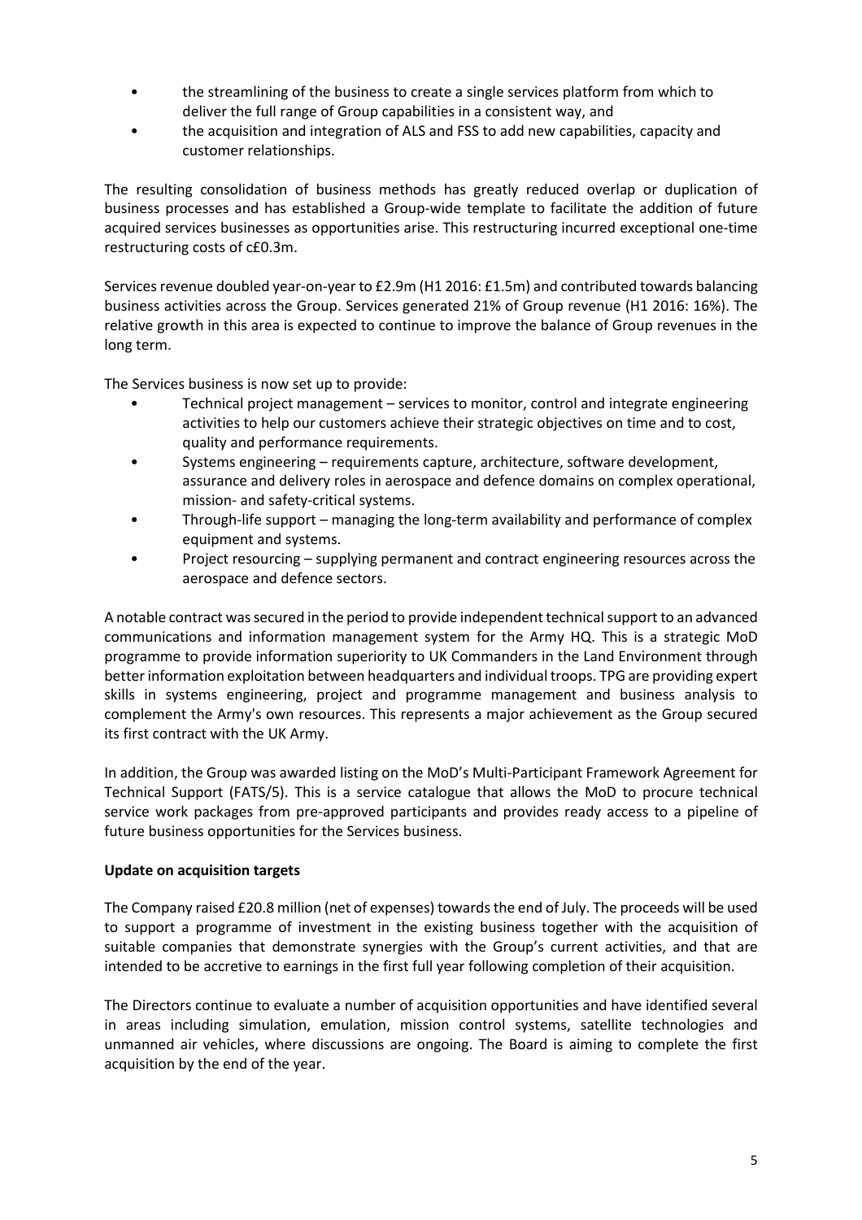- the streamlining of the business to create a single services platform from which to deliver the full range of Group capabilities in a consistent way, and
- the acquisition and integration of ALS and FSS to add new capabilities, capacity and customer relationships.

The resulting consolidation of business methods has greatly reduced overlap or duplication of business processes and has established a Group-wide template to facilitate the addition of future acquired services businesses as opportunities arise. This restructuring incurred exceptional one-time restructuring costs of c£0.3m.

Services revenue doubled year-on-year to £2.9m (H1 2016: £1.5m) and contributed towards balancing business activities across the Group. Services generated 21% of Group revenue (H1 2016: 16%). The relative growth in this area is expected to continue to improve the balance of Group revenues in the long term.

The Services business is now set up to provide:

- Technical project management – services to monitor, control and integrate engineering activities to help our customers achieve their strategic objectives on time and to cost, quality and performance requirements.
- Systems engineering – requirements capture, architecture, software development, assurance and delivery roles in aerospace and defence domains on complex operational, mission- and safety-critical systems.
- Through-life support – managing the long-term availability and performance of complex equipment and systems.
- Project resourcing – supplying permanent and contract engineering resources across the aerospace and defence sectors.

A notable contract was secured in the period to provide independent technical support to an advanced communications and information management system for the Army HQ. This is a strategic MoD programme to provide information superiority to UK Commanders in the Land Environment through better information exploitation between headquarters and individual troops. TPG are providing expert skills in systems engineering, project and programme management and business analysis to complement the Army's own resources. This represents a major achievement as the Group secured its first contract with the UK Army.

In addition, the Group was awarded listing on the MoD's Multi-Participant Framework Agreement for Technical Support (FATS/5). This is a service catalogue that allows the MoD to procure technical service work packages from pre-approved participants and provides ready access to a pipeline of future business opportunities for the Services business.

**Update on acquisition targets**

The Company raised £20.8 million (net of expenses) towards the end of July. The proceeds will be used to support a programme of investment in the existing business together with the acquisition of suitable companies that demonstrate synergies with the Group's current activities, and that are intended to be accretive to earnings in the first full year following completion of their acquisition.

The Directors continue to evaluate a number of acquisition opportunities and have identified several in areas including simulation, emulation, mission control systems, satellite technologies and unmanned air vehicles, where discussions are ongoing. The Board is aiming to complete the first acquisition by the end of the year.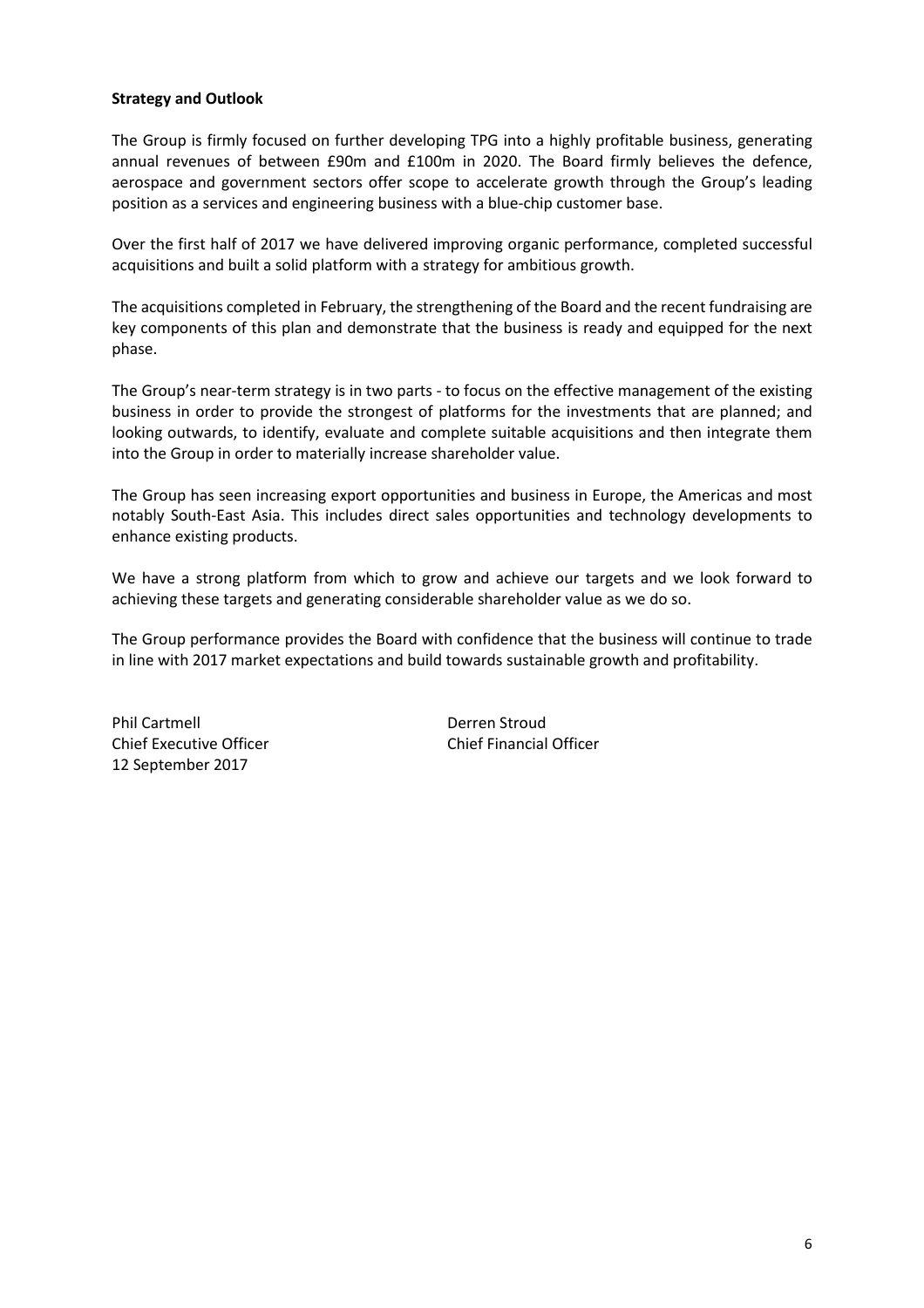**Strategy and Outlook**

The Group is firmly focused on further developing TPG into a highly profitable business, generating annual revenues of between £90m and £100m in 2020. The Board firmly believes the defence, aerospace and government sectors offer scope to accelerate growth through the Group's leading position as a services and engineering business with a blue-chip customer base.

Over the first half of 2017 we have delivered improving organic performance, completed successful acquisitions and built a solid platform with a strategy for ambitious growth.

The acquisitions completed in February, the strengthening of the Board and the recent fundraising are key components of this plan and demonstrate that the business is ready and equipped for the next phase.

The Group's near-term strategy is in two parts - to focus on the effective management of the existing business in order to provide the strongest of platforms for the investments that are planned; and looking outwards, to identify, evaluate and complete suitable acquisitions and then integrate them into the Group in order to materially increase shareholder value.

The Group has seen increasing export opportunities and business in Europe, the Americas and most notably South-East Asia. This includes direct sales opportunities and technology developments to enhance existing products.

We have a strong platform from which to grow and achieve our targets and we look forward to achieving these targets and generating considerable shareholder value as we do so.

The Group performance provides the Board with confidence that the business will continue to trade in line with 2017 market expectations and build towards sustainable growth and profitability.

Phil Cartmell
Chief Executive Officer
12 September 2017

Derren Stroud
Chief Financial Officer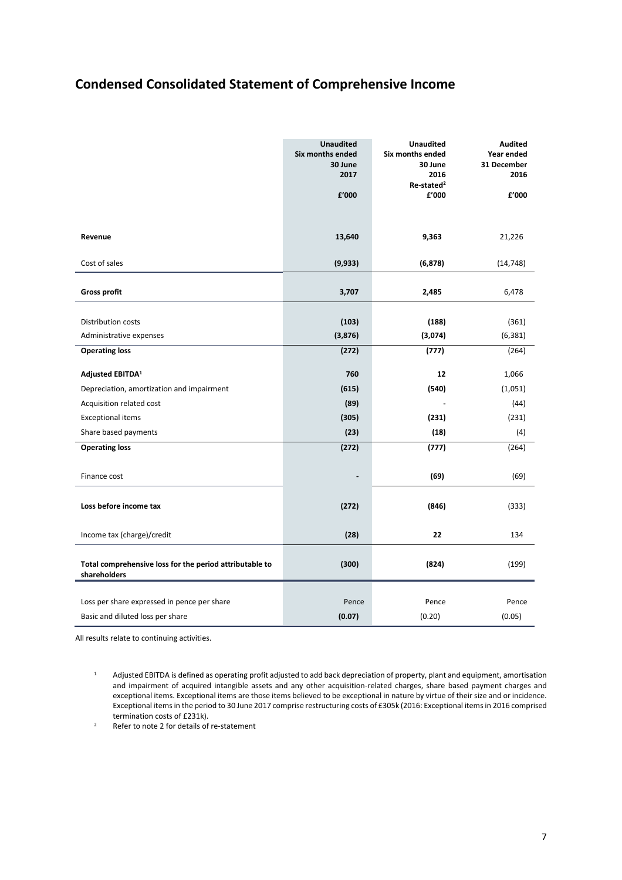## Condensed Consolidated Statement of Comprehensive Income

| | Unaudited Six months ended 30 June 2017 £'000 | Unaudited Six months ended 30 June 2016 Re-stated[2] £'000 | Audited Year ended 31 December 2016 £'000 |
|---|---|---|---|
| **Revenue** | **13,640** | **9,363** | 21,226 |
| Cost of sales | **(9,933)** | **(6,878)** | (14,748) |
| **Gross profit** | **3,707** | **2,485** | 6,478 |
| Distribution costs | **(103)** | **(188)** | (361) |
| Administrative expenses | **(3,876)** | **(3,074)** | (6,381) |
| **Operating loss** | **(272)** | **(777)** | (264) |
| **Adjusted EBITDA[1]** | **760** | **12** | 1,066 |
| Depreciation, amortization and impairment | **(615)** | **(540)** | (1,051) |
| Acquisition related cost | **(89)** | **-** | (44) |
| Exceptional items | **(305)** | **(231)** | (231) |
| Share based payments | **(23)** | **(18)** | (4) |
| **Operating loss** | **(272)** | **(777)** | (264) |
| Finance cost | **-** | **(69)** | (69) |
| **Loss before income tax** | **(272)** | **(846)** | (333) |
| Income tax (charge)/credit | **(28)** | **22** | 134 |
| **Total comprehensive loss for the period attributable to shareholders** | **(300)** | **(824)** | (199) |
| Loss per share expressed in pence per share | Pence | Pence | Pence |
| Basic and diluted loss per share | **(0.07)** | (0.20) | (0.05) |

All results relate to continuing activities.

[1] Adjusted EBITDA is defined as operating profit adjusted to add back depreciation of property, plant and equipment, amortisation and impairment of acquired intangible assets and any other acquisition-related charges, share based payment charges and exceptional items. Exceptional items are those items believed to be exceptional in nature by virtue of their size and or incidence. Exceptional items in the period to 30 June 2017 comprise restructuring costs of £305k (2016: Exceptional items in 2016 comprised termination costs of £231k).

[2] Refer to note 2 for details of re-statement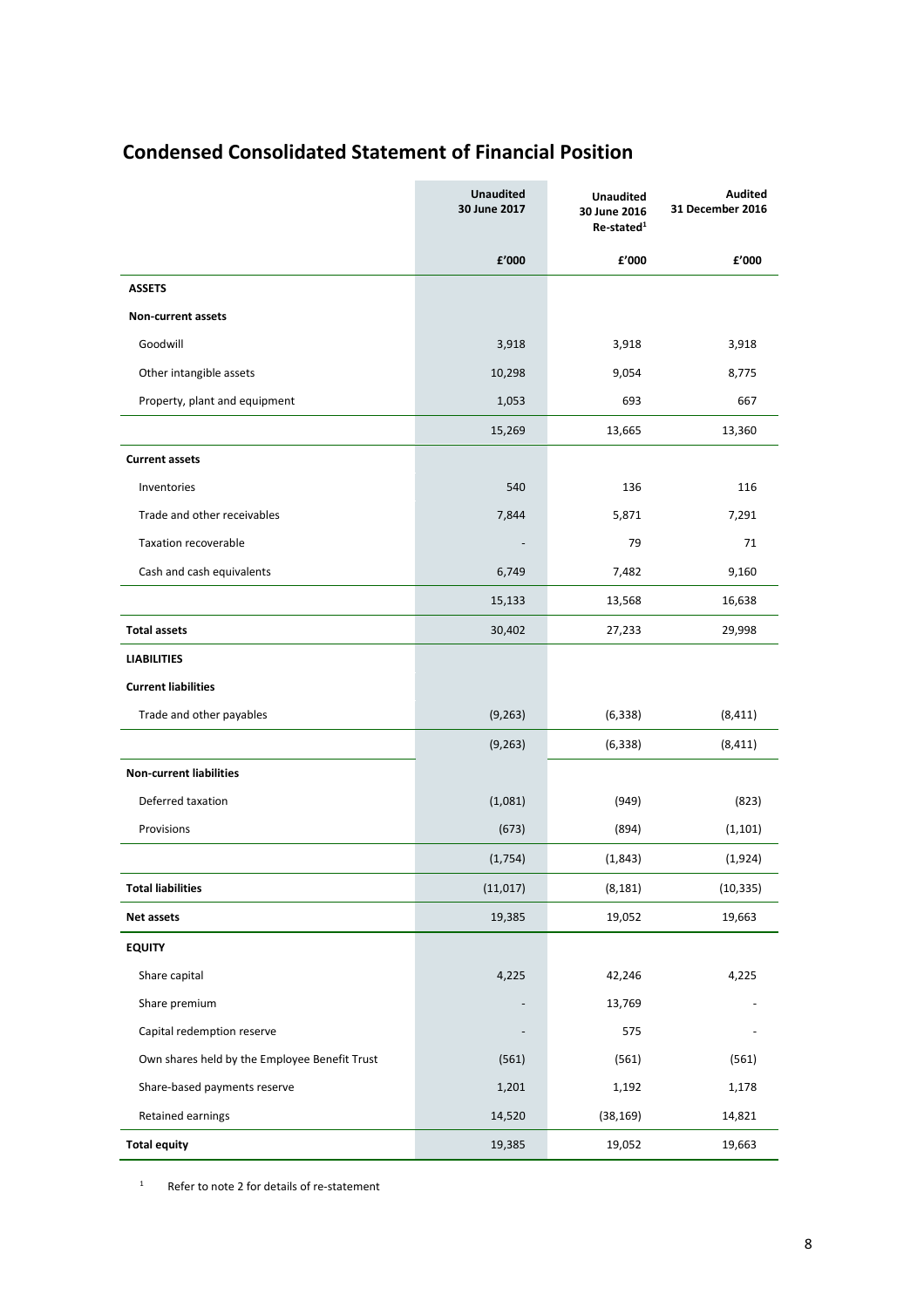# Condensed Consolidated Statement of Financial Position

| | Unaudited 30 June 2017 | Unaudited 30 June 2016 Re-stated[1] | Audited 31 December 2016 |
|---|---|---|---|
| | £'000 | £'000 | £'000 |
| **ASSETS** | | | |
| **Non-current assets** | | | |
| Goodwill | 3,918 | 3,918 | 3,918 |
| Other intangible assets | 10,298 | 9,054 | 8,775 |
| Property, plant and equipment | 1,053 | 693 | 667 |
| | 15,269 | 13,665 | 13,360 |
| **Current assets** | | | |
| Inventories | 540 | 136 | 116 |
| Trade and other receivables | 7,844 | 5,871 | 7,291 |
| Taxation recoverable | - | 79 | 71 |
| Cash and cash equivalents | 6,749 | 7,482 | 9,160 |
| | 15,133 | 13,568 | 16,638 |
| **Total assets** | 30,402 | 27,233 | 29,998 |
| **LIABILITIES** | | | |
| **Current liabilities** | | | |
| Trade and other payables | (9,263) | (6,338) | (8,411) |
| | (9,263) | (6,338) | (8,411) |
| **Non-current liabilities** | | | |
| Deferred taxation | (1,081) | (949) | (823) |
| Provisions | (673) | (894) | (1,101) |
| | (1,754) | (1,843) | (1,924) |
| **Total liabilities** | (11,017) | (8,181) | (10,335) |
| **Net assets** | 19,385 | 19,052 | 19,663 |
| **EQUITY** | | | |
| Share capital | 4,225 | 42,246 | 4,225 |
| Share premium | - | 13,769 | - |
| Capital redemption reserve | - | 575 | - |
| Own shares held by the Employee Benefit Trust | (561) | (561) | (561) |
| Share-based payments reserve | 1,201 | 1,192 | 1,178 |
| Retained earnings | 14,520 | (38,169) | 14,821 |
| **Total equity** | 19,385 | 19,052 | 19,663 |

[1] Refer to note 2 for details of re-statement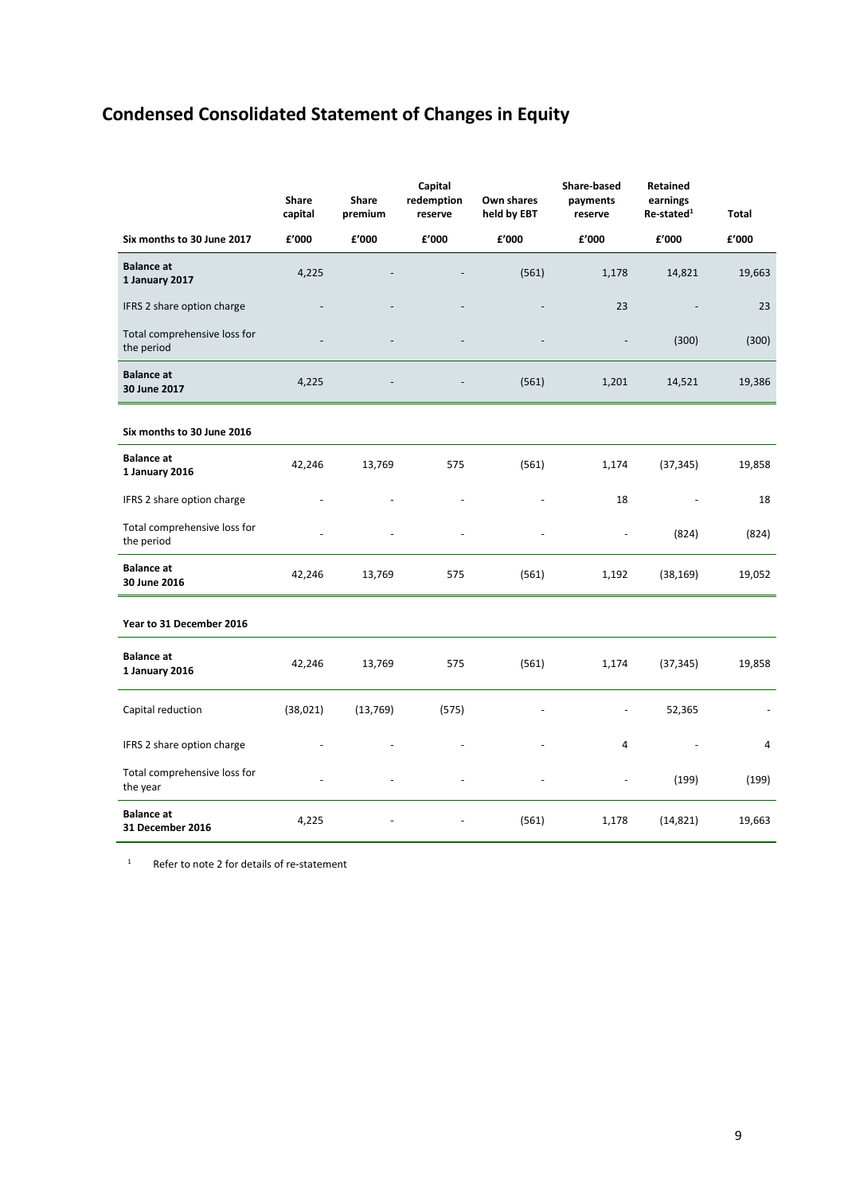# Condensed Consolidated Statement of Changes in Equity

| | Share capital | Share premium | Capital redemption reserve | Own shares held by EBT | Share-based payments reserve | Retained earnings Re-stated[1] | Total |
|---|---|---|---|---|---|---|---|
| **Six months to 30 June 2017** | **£'000** | **£'000** | **£'000** | **£'000** | **£'000** | **£'000** | **£'000** |
| **Balance at 1 January 2017** | 4,225 | - | - | (561) | 1,178 | 14,821 | 19,663 |
| IFRS 2 share option charge | - | - | - | - | 23 | - | 23 |
| Total comprehensive loss for the period | - | - | - | - | - | (300) | (300) |
| **Balance at 30 June 2017** | 4,225 | - | - | (561) | 1,201 | 14,521 | 19,386 |
| | | | | | | | |
| **Six months to 30 June 2016** | | | | | | | |
| **Balance at 1 January 2016** | 42,246 | 13,769 | 575 | (561) | 1,174 | (37,345) | 19,858 |
| IFRS 2 share option charge | - | - | - | - | 18 | - | 18 |
| Total comprehensive loss for the period | - | - | - | - | - | (824) | (824) |
| **Balance at 30 June 2016** | 42,246 | 13,769 | 575 | (561) | 1,192 | (38,169) | 19,052 |
| | | | | | | | |
| **Year to 31 December 2016** | | | | | | | |
| **Balance at 1 January 2016** | 42,246 | 13,769 | 575 | (561) | 1,174 | (37,345) | 19,858 |
| Capital reduction | (38,021) | (13,769) | (575) | - | - | 52,365 | - |
| IFRS 2 share option charge | - | - | - | - | 4 | - | 4 |
| Total comprehensive loss for the year | - | - | - | - | - | (199) | (199) |
| **Balance at 31 December 2016** | 4,225 | - | - | (561) | 1,178 | (14,821) | 19,663 |

[1] Refer to note 2 for details of re-statement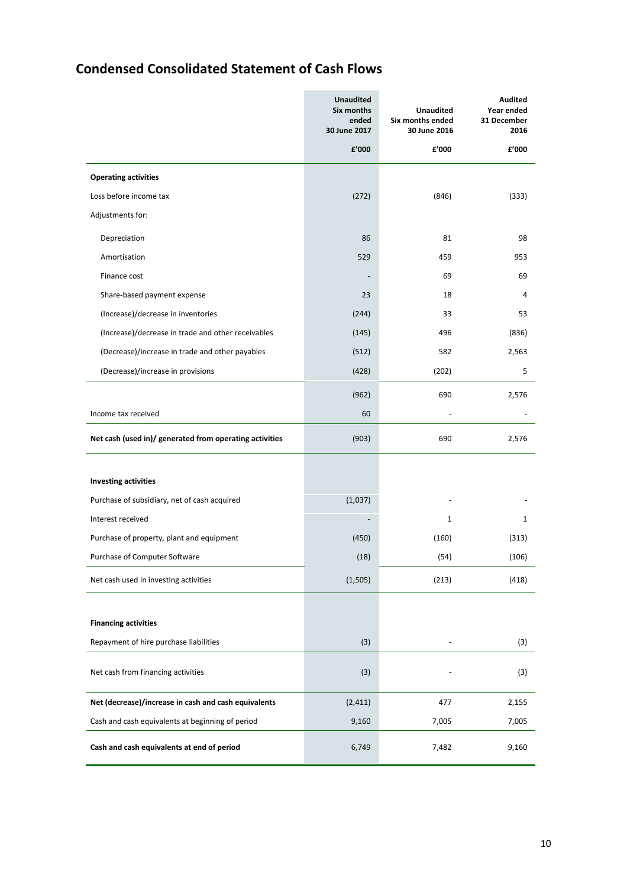## Condensed Consolidated Statement of Cash Flows

| | Unaudited Six months ended 30 June 2017 | Unaudited Six months ended 30 June 2016 | Audited Year ended 31 December 2016 |
|---|---|---|---|
| | £'000 | £'000 | £'000 |
| **Operating activities** | | | |
| Loss before income tax | (272) | (846) | (333) |
| Adjustments for: | | | |
| Depreciation | 86 | 81 | 98 |
| Amortisation | 529 | 459 | 953 |
| Finance cost | - | 69 | 69 |
| Share-based payment expense | 23 | 18 | 4 |
| (Increase)/decrease in inventories | (244) | 33 | 53 |
| (Increase)/decrease in trade and other receivables | (145) | 496 | (836) |
| (Decrease)/increase in trade and other payables | (512) | 582 | 2,563 |
| (Decrease)/increase in provisions | (428) | (202) | 5 |
| | (962) | 690 | 2,576 |
| Income tax received | 60 | - | - |
| **Net cash (used in)/ generated from operating activities** | (903) | 690 | 2,576 |
| **Investing activities** | | | |
| Purchase of subsidiary, net of cash acquired | (1,037) | - | - |
| Interest received | - | 1 | 1 |
| Purchase of property, plant and equipment | (450) | (160) | (313) |
| Purchase of Computer Software | (18) | (54) | (106) |
| Net cash used in investing activities | (1,505) | (213) | (418) |
| **Financing activities** | | | |
| Repayment of hire purchase liabilities | (3) | - | (3) |
| Net cash from financing activities | (3) | - | (3) |
| **Net (decrease)/increase in cash and cash equivalents** | (2,411) | 477 | 2,155 |
| Cash and cash equivalents at beginning of period | 9,160 | 7,005 | 7,005 |
| **Cash and cash equivalents at end of period** | 6,749 | 7,482 | 9,160 |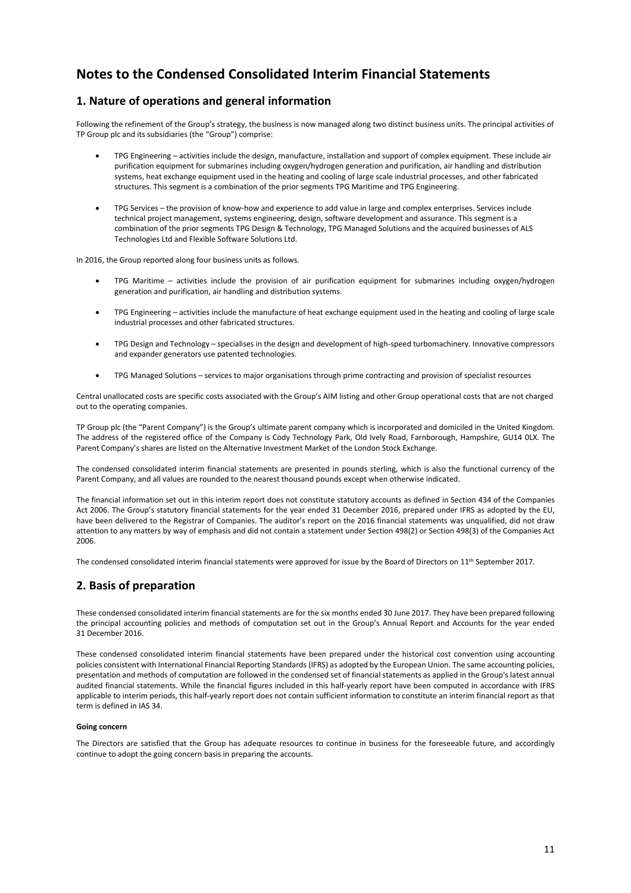# Notes to the Condensed Consolidated Interim Financial Statements

## 1. Nature of operations and general information

Following the refinement of the Group's strategy, the business is now managed along two distinct business units. The principal activities of TP Group plc and its subsidiaries (the "Group") comprise:

- TPG Engineering – activities include the design, manufacture, installation and support of complex equipment. These include air purification equipment for submarines including oxygen/hydrogen generation and purification, air handling and distribution systems, heat exchange equipment used in the heating and cooling of large scale industrial processes, and other fabricated structures. This segment is a combination of the prior segments TPG Maritime and TPG Engineering.

- TPG Services – the provision of know-how and experience to add value in large and complex enterprises. Services include technical project management, systems engineering, design, software development and assurance. This segment is a combination of the prior segments TPG Design & Technology, TPG Managed Solutions and the acquired businesses of ALS Technologies Ltd and Flexible Software Solutions Ltd.

In 2016, the Group reported along four business units as follows.

- TPG Maritime – activities include the provision of air purification equipment for submarines including oxygen/hydrogen generation and purification, air handling and distribution systems.

- TPG Engineering – activities include the manufacture of heat exchange equipment used in the heating and cooling of large scale industrial processes and other fabricated structures.

- TPG Design and Technology – specialises in the design and development of high-speed turbomachinery. Innovative compressors and expander generators use patented technologies.

- TPG Managed Solutions – services to major organisations through prime contracting and provision of specialist resources

Central unallocated costs are specific costs associated with the Group's AIM listing and other Group operational costs that are not charged out to the operating companies.

TP Group plc (the "Parent Company") is the Group's ultimate parent company which is incorporated and domiciled in the United Kingdom. The address of the registered office of the Company is Cody Technology Park, Old Ively Road, Farnborough, Hampshire, GU14 0LX. The Parent Company's shares are listed on the Alternative Investment Market of the London Stock Exchange.

The condensed consolidated interim financial statements are presented in pounds sterling, which is also the functional currency of the Parent Company, and all values are rounded to the nearest thousand pounds except when otherwise indicated.

The financial information set out in this interim report does not constitute statutory accounts as defined in Section 434 of the Companies Act 2006. The Group's statutory financial statements for the year ended 31 December 2016, prepared under IFRS as adopted by the EU, have been delivered to the Registrar of Companies. The auditor's report on the 2016 financial statements was unqualified, did not draw attention to any matters by way of emphasis and did not contain a statement under Section 498(2) or Section 498(3) of the Companies Act 2006.

The condensed consolidated interim financial statements were approved for issue by the Board of Directors on 11th September 2017.

## 2. Basis of preparation

These condensed consolidated interim financial statements are for the six months ended 30 June 2017. They have been prepared following the principal accounting policies and methods of computation set out in the Group's Annual Report and Accounts for the year ended 31 December 2016.

These condensed consolidated interim financial statements have been prepared under the historical cost convention using accounting policies consistent with International Financial Reporting Standards (IFRS) as adopted by the European Union. The same accounting policies, presentation and methods of computation are followed in the condensed set of financial statements as applied in the Group's latest annual audited financial statements. While the financial figures included in this half-yearly report have been computed in accordance with IFRS applicable to interim periods, this half-yearly report does not contain sufficient information to constitute an interim financial report as that term is defined in IAS 34.

**Going concern**

The Directors are satisfied that the Group has adequate resources to continue in business for the foreseeable future, and accordingly continue to adopt the going concern basis in preparing the accounts.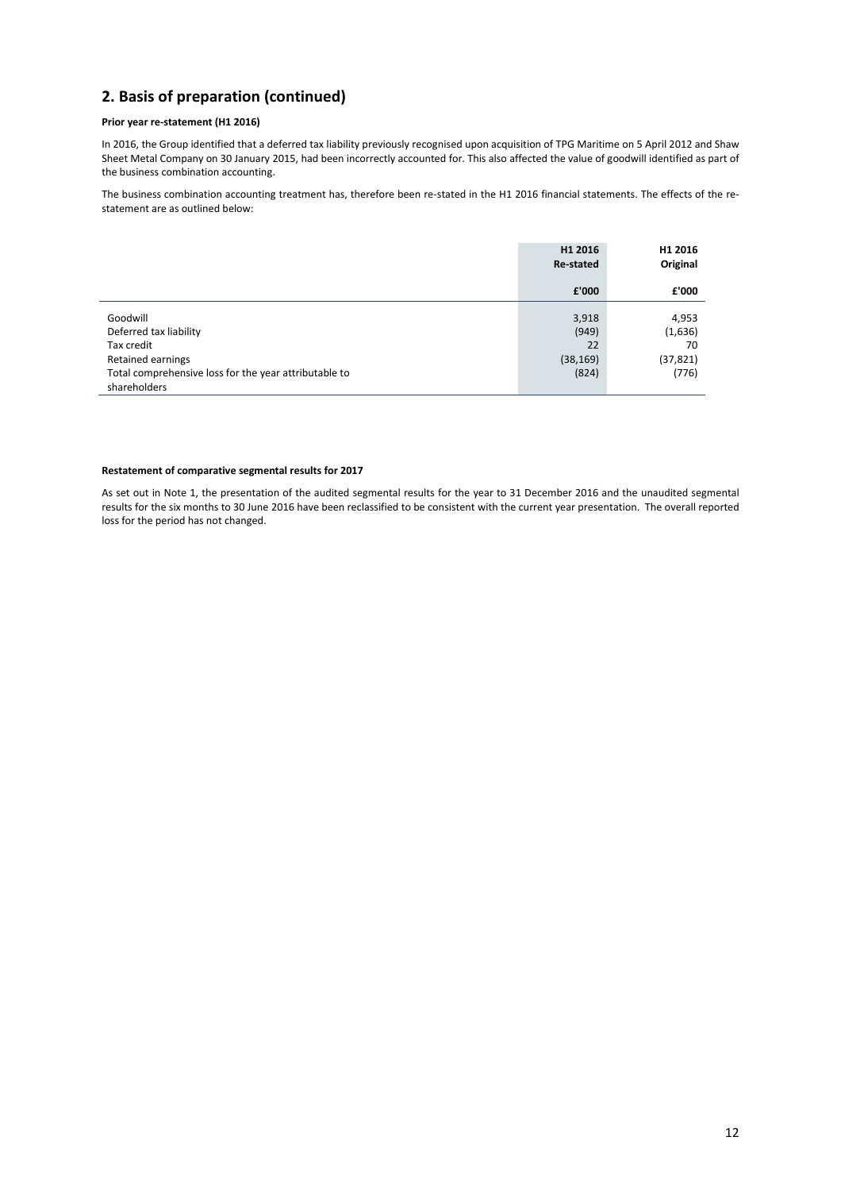## 2. Basis of preparation (continued)

**Prior year re-statement (H1 2016)**

In 2016, the Group identified that a deferred tax liability previously recognised upon acquisition of TPG Maritime on 5 April 2012 and Shaw Sheet Metal Company on 30 January 2015, had been incorrectly accounted for. This also affected the value of goodwill identified as part of the business combination accounting.

The business combination accounting treatment has, therefore been re-stated in the H1 2016 financial statements. The effects of the re-statement are as outlined below:

| | H1 2016 Re-stated | H1 2016 Original |
|---|---|---|
| | £'000 | £'000 |
| Goodwill | 3,918 | 4,953 |
| Deferred tax liability | (949) | (1,636) |
| Tax credit | 22 | 70 |
| Retained earnings | (38,169) | (37,821) |
| Total comprehensive loss for the year attributable to shareholders | (824) | (776) |

**Restatement of comparative segmental results for 2017**

As set out in Note 1, the presentation of the audited segmental results for the year to 31 December 2016 and the unaudited segmental results for the six months to 30 June 2016 have been reclassified to be consistent with the current year presentation. The overall reported loss for the period has not changed.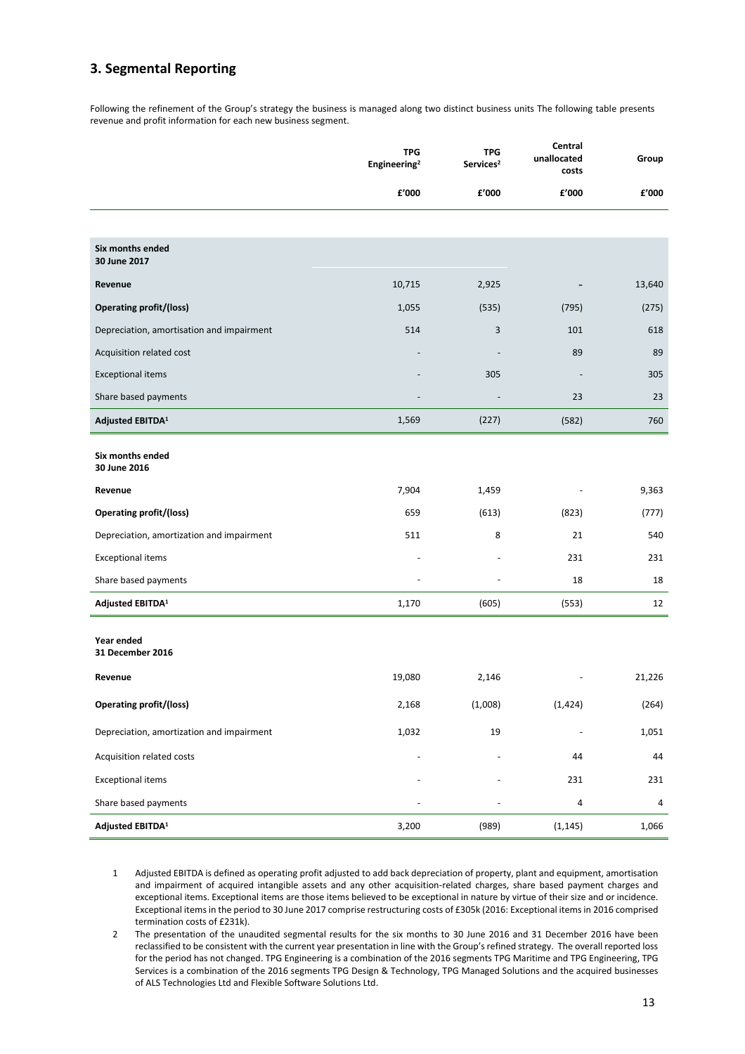## 3. Segmental Reporting

Following the refinement of the Group's strategy the business is managed along two distinct business units The following table presents revenue and profit information for each new business segment.

| | TPG Engineering[2] | TPG Services[2] | Central unallocated costs | Group |
|---|---|---|---|---|
| | £'000 | £'000 | £'000 | £'000 |
| **Six months ended 30 June 2017** | | | | |
| **Revenue** | 10,715 | 2,925 | - | 13,640 |
| **Operating profit/(loss)** | 1,055 | (535) | (795) | (275) |
| Depreciation, amortisation and impairment | 514 | 3 | 101 | 618 |
| Acquisition related cost | - | - | 89 | 89 |
| Exceptional items | - | 305 | - | 305 |
| Share based payments | - | - | 23 | 23 |
| **Adjusted EBITDA[1]** | 1,569 | (227) | (582) | 760 |
| **Six months ended 30 June 2016** | | | | |
| **Revenue** | 7,904 | 1,459 | - | 9,363 |
| **Operating profit/(loss)** | 659 | (613) | (823) | (777) |
| Depreciation, amortization and impairment | 511 | 8 | 21 | 540 |
| Exceptional items | - | - | 231 | 231 |
| Share based payments | - | - | 18 | 18 |
| **Adjusted EBITDA[1]** | 1,170 | (605) | (553) | 12 |
| **Year ended 31 December 2016** | | | | |
| **Revenue** | 19,080 | 2,146 | - | 21,226 |
| **Operating profit/(loss)** | 2,168 | (1,008) | (1,424) | (264) |
| Depreciation, amortization and impairment | 1,032 | 19 | - | 1,051 |
| Acquisition related costs | - | - | 44 | 44 |
| Exceptional items | - | - | 231 | 231 |
| Share based payments | - | - | 4 | 4 |
| **Adjusted EBITDA[1]** | 3,200 | (989) | (1,145) | 1,066 |

1 Adjusted EBITDA is defined as operating profit adjusted to add back depreciation of property, plant and equipment, amortisation and impairment of acquired intangible assets and any other acquisition-related charges, share based payment charges and exceptional items. Exceptional items are those items believed to be exceptional in nature by virtue of their size and or incidence. Exceptional items in the period to 30 June 2017 comprise restructuring costs of £305k (2016: Exceptional items in 2016 comprised termination costs of £231k).

2 The presentation of the unaudited segmental results for the six months to 30 June 2016 and 31 December 2016 have been reclassified to be consistent with the current year presentation in line with the Group's refined strategy. The overall reported loss for the period has not changed. TPG Engineering is a combination of the 2016 segments TPG Maritime and TPG Engineering, TPG Services is a combination of the 2016 segments TPG Design & Technology, TPG Managed Solutions and the acquired businesses of ALS Technologies Ltd and Flexible Software Solutions Ltd.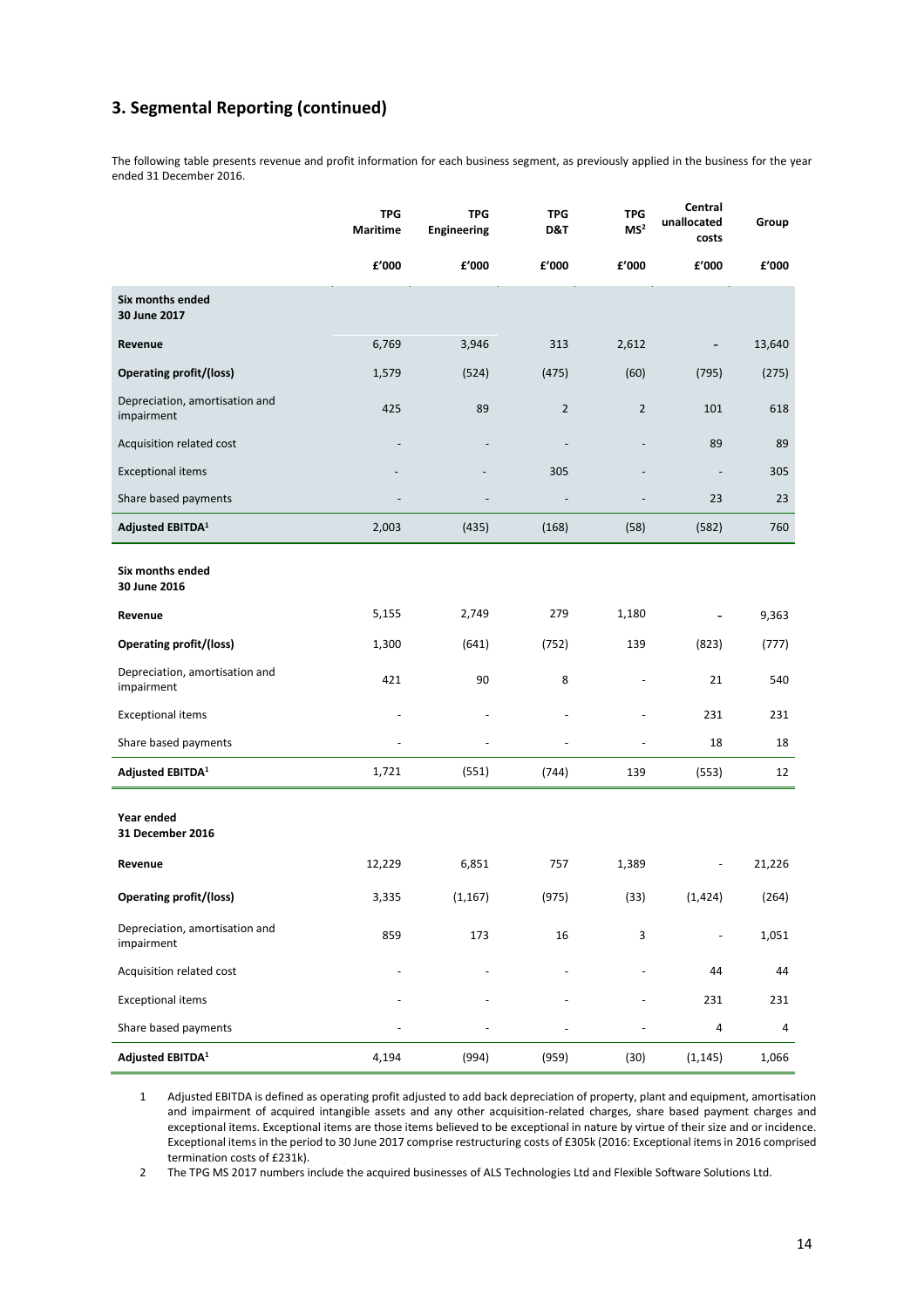## 3. Segmental Reporting (continued)

The following table presents revenue and profit information for each business segment, as previously applied in the business for the year ended 31 December 2016.

| | TPG Maritime | TPG Engineering | TPG D&T | TPG MS[2] | Central unallocated costs | Group |
|---|---|---|---|---|---|---|
| | £'000 | £'000 | £'000 | £'000 | £'000 | £'000 |
| **Six months ended 30 June 2017** | | | | | | |
| **Revenue** | 6,769 | 3,946 | 313 | 2,612 | - | 13,640 |
| **Operating profit/(loss)** | 1,579 | (524) | (475) | (60) | (795) | (275) |
| Depreciation, amortisation and impairment | 425 | 89 | 2 | 2 | 101 | 618 |
| Acquisition related cost | - | - | - | - | 89 | 89 |
| Exceptional items | - | - | 305 | - | - | 305 |
| Share based payments | - | - | - | - | 23 | 23 |
| **Adjusted EBITDA[1]** | 2,003 | (435) | (168) | (58) | (582) | 760 |
| **Six months ended 30 June 2016** | | | | | | |
| **Revenue** | 5,155 | 2,749 | 279 | 1,180 | - | 9,363 |
| **Operating profit/(loss)** | 1,300 | (641) | (752) | 139 | (823) | (777) |
| Depreciation, amortisation and impairment | 421 | 90 | 8 | - | 21 | 540 |
| Exceptional items | - | - | - | - | 231 | 231 |
| Share based payments | - | - | - | - | 18 | 18 |
| **Adjusted EBITDA[1]** | 1,721 | (551) | (744) | 139 | (553) | 12 |
| **Year ended 31 December 2016** | | | | | | |
| **Revenue** | 12,229 | 6,851 | 757 | 1,389 | - | 21,226 |
| **Operating profit/(loss)** | 3,335 | (1,167) | (975) | (33) | (1,424) | (264) |
| Depreciation, amortisation and impairment | 859 | 173 | 16 | 3 | - | 1,051 |
| Acquisition related cost | - | - | - | - | 44 | 44 |
| Exceptional items | - | - | - | - | 231 | 231 |
| Share based payments | - | - | - | - | 4 | 4 |
| **Adjusted EBITDA[1]** | 4,194 | (994) | (959) | (30) | (1,145) | 1,066 |

1 Adjusted EBITDA is defined as operating profit adjusted to add back depreciation of property, plant and equipment, amortisation and impairment of acquired intangible assets and any other acquisition-related charges, share based payment charges and exceptional items. Exceptional items are those items believed to be exceptional in nature by virtue of their size and or incidence. Exceptional items in the period to 30 June 2017 comprise restructuring costs of £305k (2016: Exceptional items in 2016 comprised termination costs of £231k).

2 The TPG MS 2017 numbers include the acquired businesses of ALS Technologies Ltd and Flexible Software Solutions Ltd.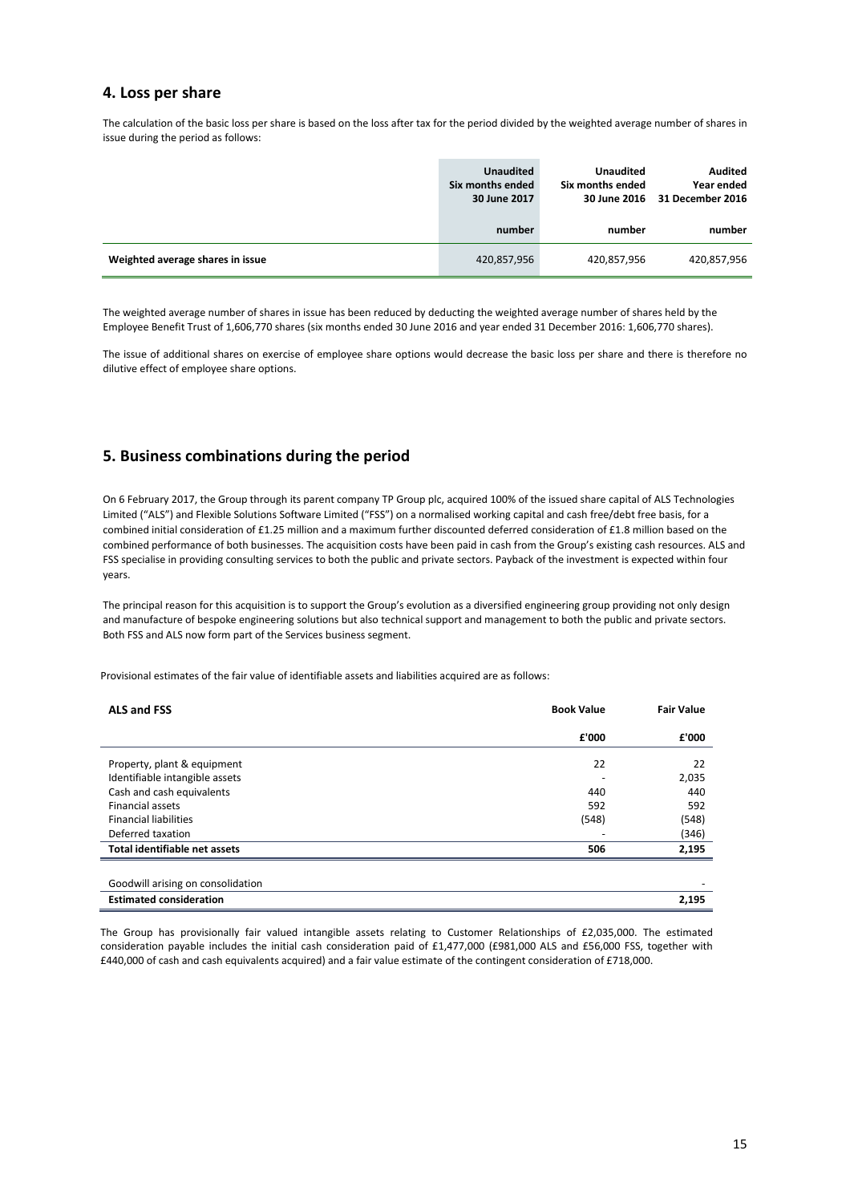## 4. Loss per share

The calculation of the basic loss per share is based on the loss after tax for the period divided by the weighted average number of shares in issue during the period as follows:

| | Unaudited Six months ended 30 June 2017 | Unaudited Six months ended 30 June 2016 | Audited Year ended 31 December 2016 |
|---|---|---|---|
| | number | number | number |
| **Weighted average shares in issue** | 420,857,956 | 420,857,956 | 420,857,956 |

The weighted average number of shares in issue has been reduced by deducting the weighted average number of shares held by the Employee Benefit Trust of 1,606,770 shares (six months ended 30 June 2016 and year ended 31 December 2016: 1,606,770 shares).

The issue of additional shares on exercise of employee share options would decrease the basic loss per share and there is therefore no dilutive effect of employee share options.

## 5. Business combinations during the period

On 6 February 2017, the Group through its parent company TP Group plc, acquired 100% of the issued share capital of ALS Technologies Limited ("ALS") and Flexible Solutions Software Limited ("FSS") on a normalised working capital and cash free/debt free basis, for a combined initial consideration of £1.25 million and a maximum further discounted deferred consideration of £1.8 million based on the combined performance of both businesses. The acquisition costs have been paid in cash from the Group's existing cash resources. ALS and FSS specialise in providing consulting services to both the public and private sectors. Payback of the investment is expected within four years.

The principal reason for this acquisition is to support the Group's evolution as a diversified engineering group providing not only design and manufacture of bespoke engineering solutions but also technical support and management to both the public and private sectors. Both FSS and ALS now form part of the Services business segment.

Provisional estimates of the fair value of identifiable assets and liabilities acquired are as follows:

| **ALS and FSS** | Book Value | Fair Value |
|---|---|---|
| | £'000 | £'000 |
| Property, plant & equipment | 22 | 22 |
| Identifiable intangible assets | - | 2,035 |
| Cash and cash equivalents | 440 | 440 |
| Financial assets | 592 | 592 |
| Financial liabilities | (548) | (548) |
| Deferred taxation | - | (346) |
| **Total identifiable net assets** | **506** | **2,195** |
| | | |
| Goodwill arising on consolidation | | - |
| **Estimated consideration** | | **2,195** |

The Group has provisionally fair valued intangible assets relating to Customer Relationships of £2,035,000. The estimated consideration payable includes the initial cash consideration paid of £1,477,000 (£981,000 ALS and £56,000 FSS, together with £440,000 of cash and cash equivalents acquired) and a fair value estimate of the contingent consideration of £718,000.